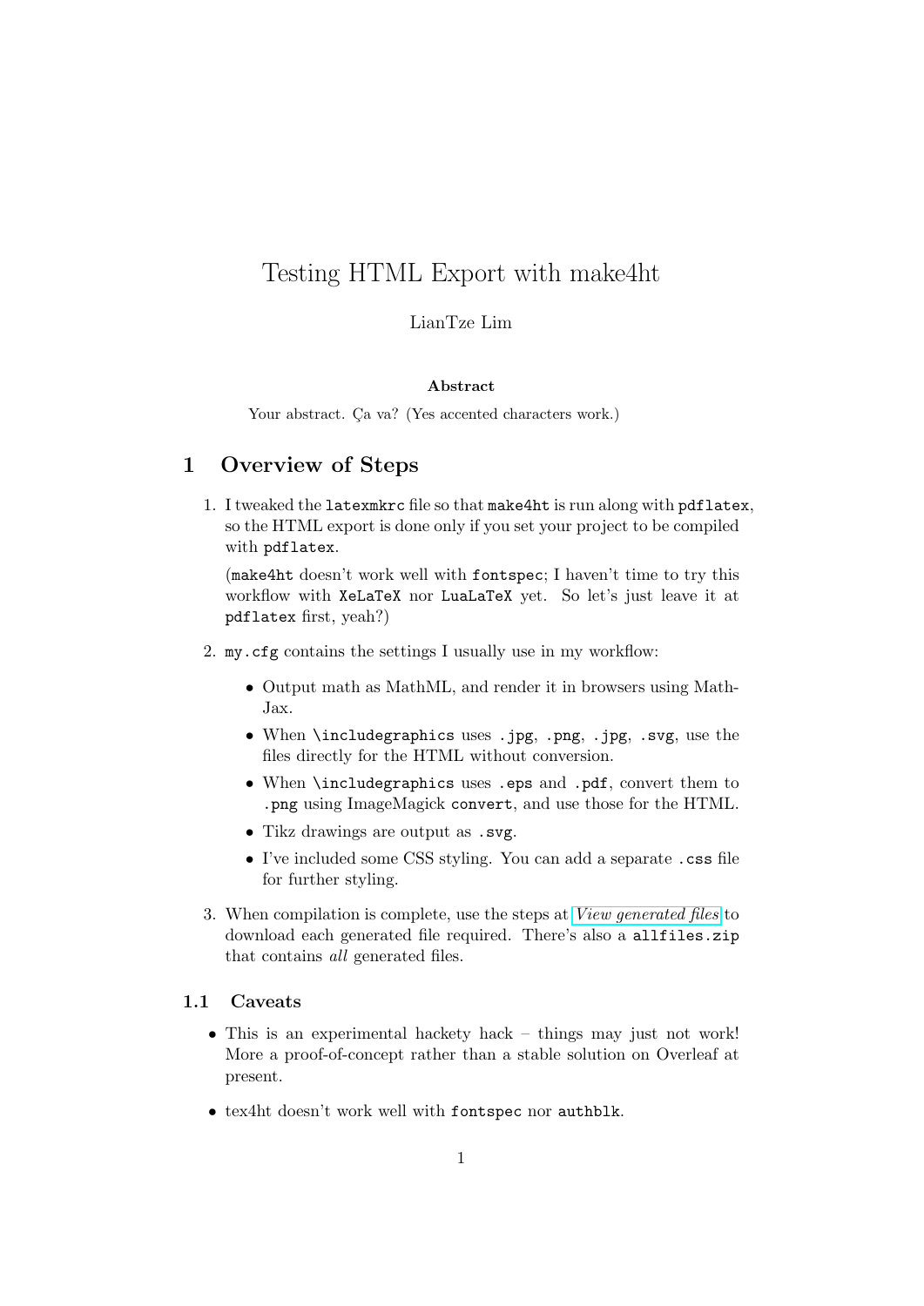# Testing HTML Export with make4ht

LianTze Lim

**Abstract**

Your abstract. Ça va? (Yes accented characters work.)

## 1 Overview of Steps

1. I tweaked the `latexmkrc` file so that `make4ht` is run along with `pdflatex`, so the HTML export is done only if you set your project to be compiled with `pdflatex`.

   (`make4ht` doesn't work well with `fontspec`; I haven't time to try this workflow with `XeLaTeX` nor `LuaLaTeX` yet. So let's just leave it at `pdflatex` first, yeah?)

2. `my.cfg` contains the settings I usually use in my workflow:

   - Output math as MathML, and render it in browsers using MathJax.
   - When `\includegraphics` uses `.jpg`, `.png`, `.jpg`, `.svg`, use the files directly for the HTML without conversion.
   - When `\includegraphics` uses `.eps` and `.pdf`, convert them to `.png` using ImageMagick `convert`, and use those for the HTML.
   - Tikz drawings are output as `.svg`.
   - I've included some CSS styling. You can add a separate `.css` file for further styling.

3. When compilation is complete, use the steps at *View generated files* to download each generated file required. There's also a `allfiles.zip` that contains *all* generated files.

### 1.1 Caveats

- This is an experimental hackety hack – things may just not work! More a proof-of-concept rather than a stable solution on Overleaf at present.
- tex4ht doesn't work well with `fontspec` nor `authblk`.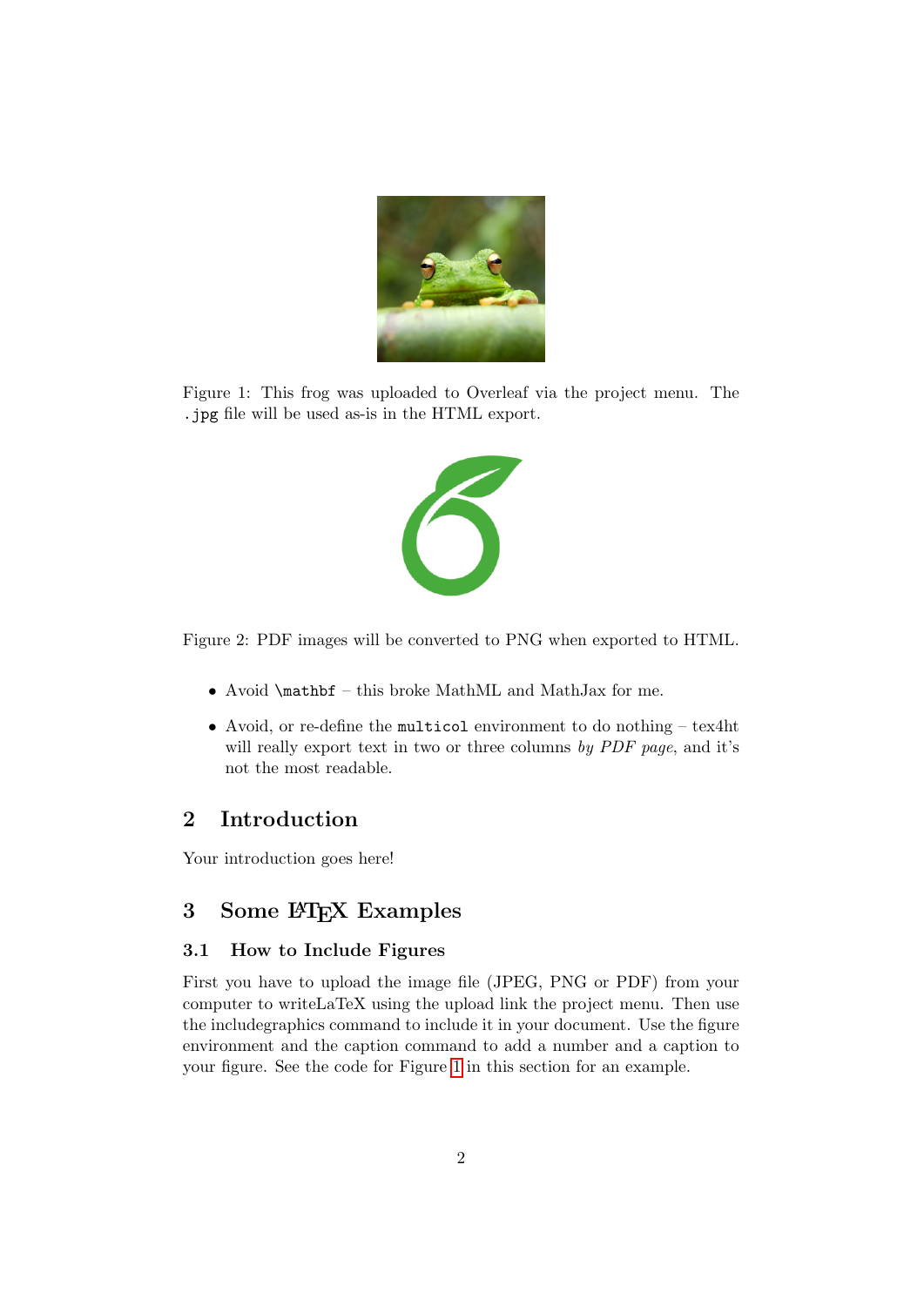Figure 1: This frog was uploaded to Overleaf via the project menu. The `.jpg` file will be used as-is in the HTML export.

Figure 2: PDF images will be converted to PNG when exported to HTML.

- Avoid `\mathbf` – this broke MathML and MathJax for me.
- Avoid, or re-define the `multicol` environment to do nothing – tex4ht will really export text in two or three columns *by PDF page*, and it's not the most readable.

## 2 Introduction

Your introduction goes here!

## 3 Some LaTeX Examples

### 3.1 How to Include Figures

First you have to upload the image file (JPEG, PNG or PDF) from your computer to writeLaTeX using the upload link the project menu. Then use the includegraphics command to include it in your document. Use the figure environment and the caption command to add a number and a caption to your figure. See the code for Figure 1 in this section for an example.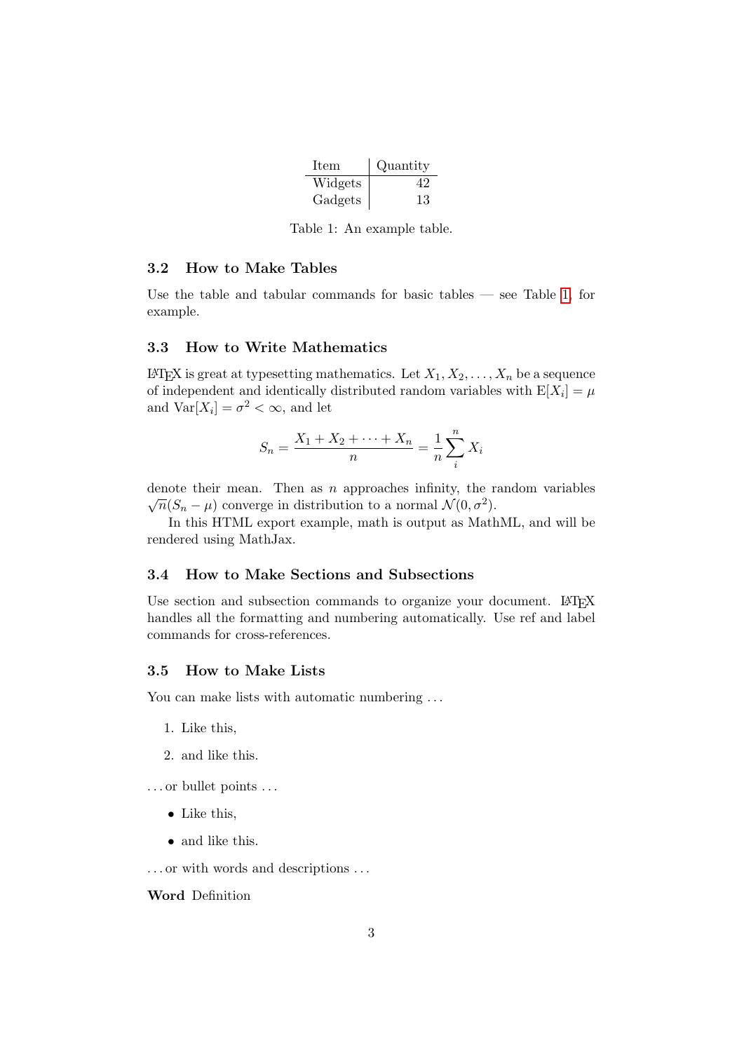| Item | Quantity |
|---|---:|
| Widgets | 42 |
| Gadgets | 13 |

Table 1: An example table.

### 3.2 How to Make Tables

Use the table and tabular commands for basic tables — see Table 1, for example.

### 3.3 How to Write Mathematics

LaTeX is great at typesetting mathematics. Let $X_1, X_2, \ldots, X_n$ be a sequence of independent and identically distributed random variables with $\mathrm{E}[X_i] = \mu$ and $\mathrm{Var}[X_i] = \sigma^2 < \infty$, and let

$$S_n = \frac{X_1 + X_2 + \cdots + X_n}{n} = \frac{1}{n} \sum_{i}^{n} X_i$$

denote their mean. Then as $n$ approaches infinity, the random variables $\sqrt{n}(S_n - \mu)$ converge in distribution to a normal $\mathcal{N}(0, \sigma^2)$.

In this HTML export example, math is output as MathML, and will be rendered using MathJax.

### 3.4 How to Make Sections and Subsections

Use section and subsection commands to organize your document. LaTeX handles all the formatting and numbering automatically. Use ref and label commands for cross-references.

### 3.5 How to Make Lists

You can make lists with automatic numbering ...

1. Like this,
2. and like this.

... or bullet points ...

- Like this,
- and like this.

... or with words and descriptions ...

**Word** Definition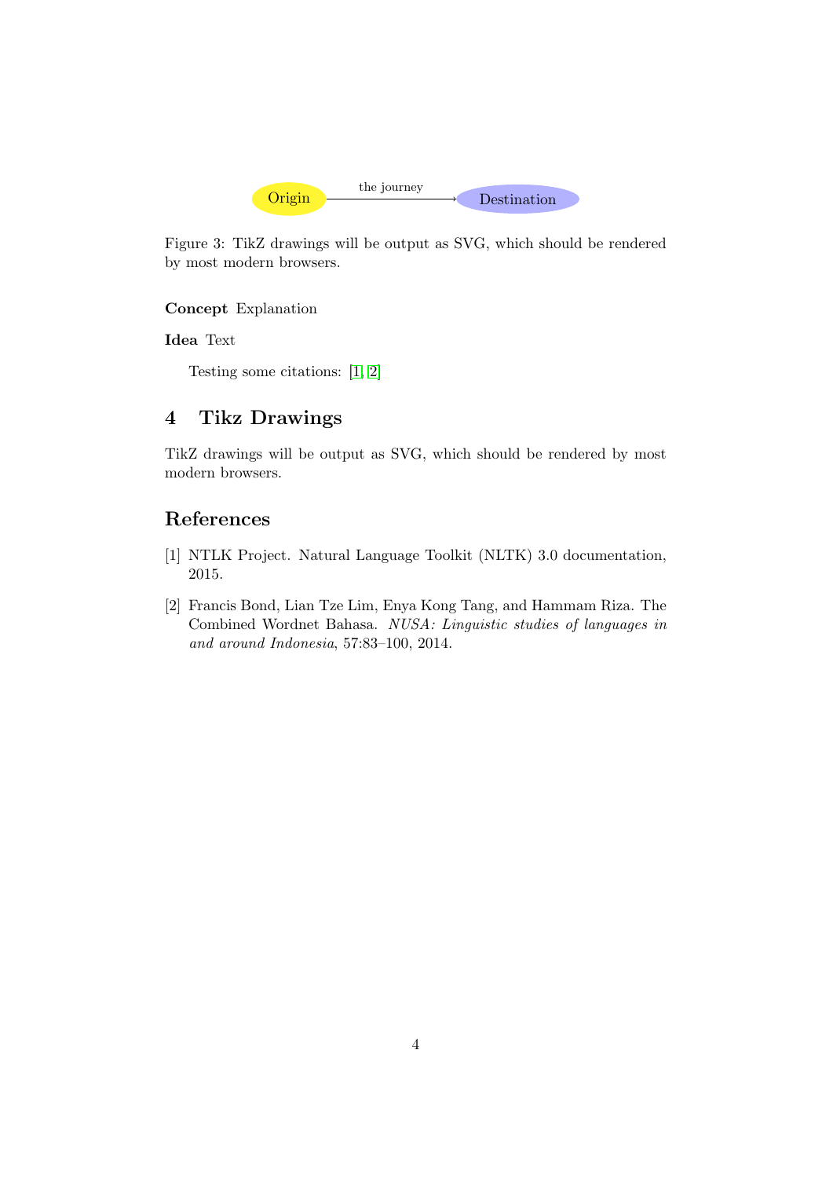Origin

the journey

Destination

Figure 3: TikZ drawings will be output as SVG, which should be rendered by most modern browsers.

**Concept** Explanation

**Idea** Text

Testing some citations: [1, 2]

## 4 Tikz Drawings

TikZ drawings will be output as SVG, which should be rendered by most modern browsers.

## References

[1] NTLK Project. Natural Language Toolkit (NLTK) 3.0 documentation, 2015.

[2] Francis Bond, Lian Tze Lim, Enya Kong Tang, and Hammam Riza. The Combined Wordnet Bahasa. *NUSA: Linguistic studies of languages in and around Indonesia*, 57:83–100, 2014.